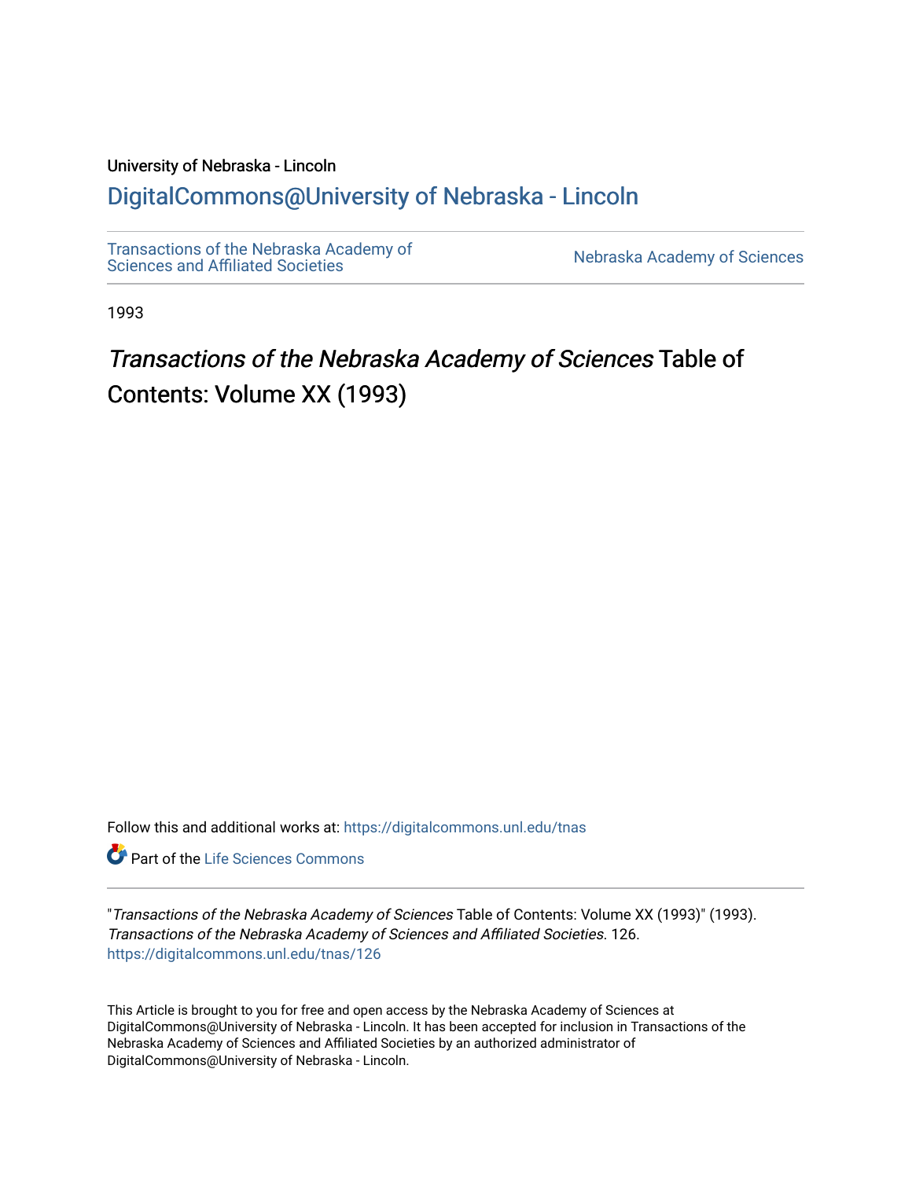University of Nebraska - Lincoln

## DigitalCommons@University of Nebraska - Lincoln

Transactions of the Nebraska Academy of Sciences and Affiliated Societies

Nebraska Academy of Sciences

1993

# *Transactions of the Nebraska Academy of Sciences* Table of Contents: Volume XX (1993)

Follow this and additional works at: https://digitalcommons.unl.edu/tnas

Part of the Life Sciences Commons

"*Transactions of the Nebraska Academy of Sciences* Table of Contents: Volume XX (1993)" (1993). *Transactions of the Nebraska Academy of Sciences and Affiliated Societies*. 126.
https://digitalcommons.unl.edu/tnas/126

This Article is brought to you for free and open access by the Nebraska Academy of Sciences at DigitalCommons@University of Nebraska - Lincoln. It has been accepted for inclusion in Transactions of the Nebraska Academy of Sciences and Affiliated Societies by an authorized administrator of DigitalCommons@University of Nebraska - Lincoln.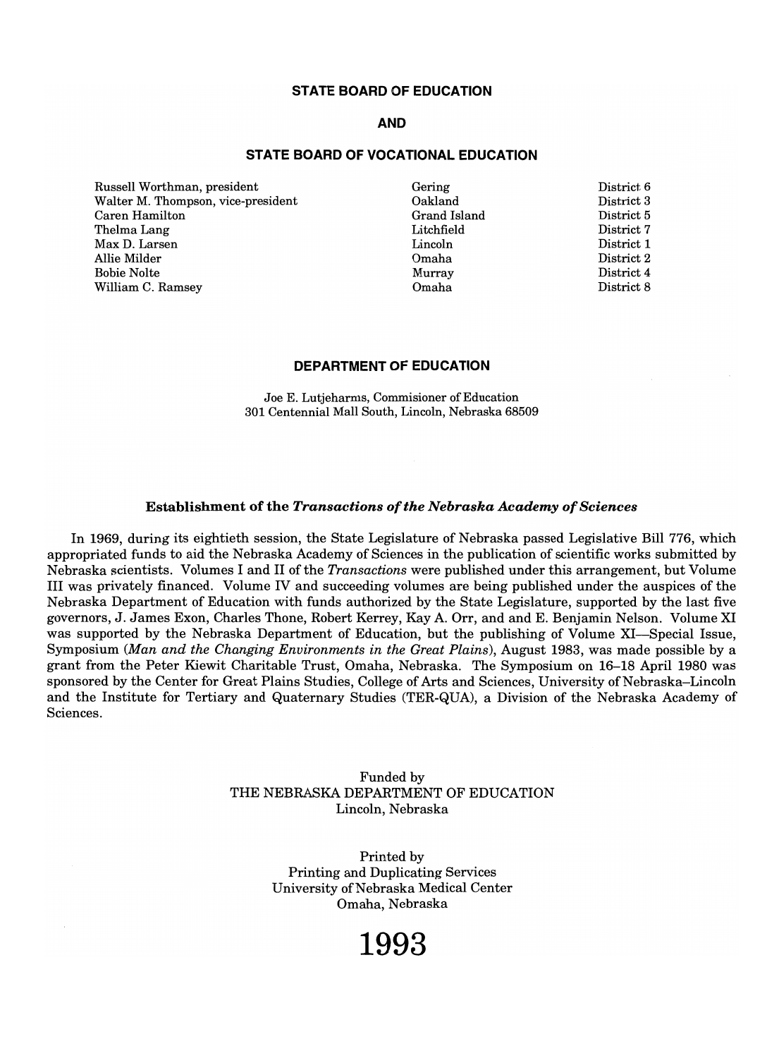## STATE BOARD OF EDUCATION

## AND

## STATE BOARD OF VOCATIONAL EDUCATION

| | | |
|---|---|---|
| Russell Worthman, president | Gering | District 6 |
| Walter M. Thompson, vice-president | Oakland | District 3 |
| Caren Hamilton | Grand Island | District 5 |
| Thelma Lang | Litchfield | District 7 |
| Max D. Larsen | Lincoln | District 1 |
| Allie Milder | Omaha | District 2 |
| Bobie Nolte | Murray | District 4 |
| William C. Ramsey | Omaha | District 8 |

## DEPARTMENT OF EDUCATION

Joe E. Lutjeharms, Commisioner of Education
301 Centennial Mall South, Lincoln, Nebraska 68509

### Establishment of the *Transactions of the Nebraska Academy of Sciences*

In 1969, during its eightieth session, the State Legislature of Nebraska passed Legislative Bill 776, which appropriated funds to aid the Nebraska Academy of Sciences in the publication of scientific works submitted by Nebraska scientists. Volumes I and II of the *Transactions* were published under this arrangement, but Volume III was privately financed. Volume IV and succeeding volumes are being published under the auspices of the Nebraska Department of Education with funds authorized by the State Legislature, supported by the last five governors, J. James Exon, Charles Thone, Robert Kerrey, Kay A. Orr, and and E. Benjamin Nelson. Volume XI was supported by the Nebraska Department of Education, but the publishing of Volume XI—Special Issue, Symposium (*Man and the Changing Environments in the Great Plains*), August 1983, was made possible by a grant from the Peter Kiewit Charitable Trust, Omaha, Nebraska. The Symposium on 16–18 April 1980 was sponsored by the Center for Great Plains Studies, College of Arts and Sciences, University of Nebraska–Lincoln and the Institute for Tertiary and Quaternary Studies (TER-QUA), a Division of the Nebraska Academy of Sciences.

Funded by
THE NEBRASKA DEPARTMENT OF EDUCATION
Lincoln, Nebraska

Printed by
Printing and Duplicating Services
University of Nebraska Medical Center
Omaha, Nebraska

# 1993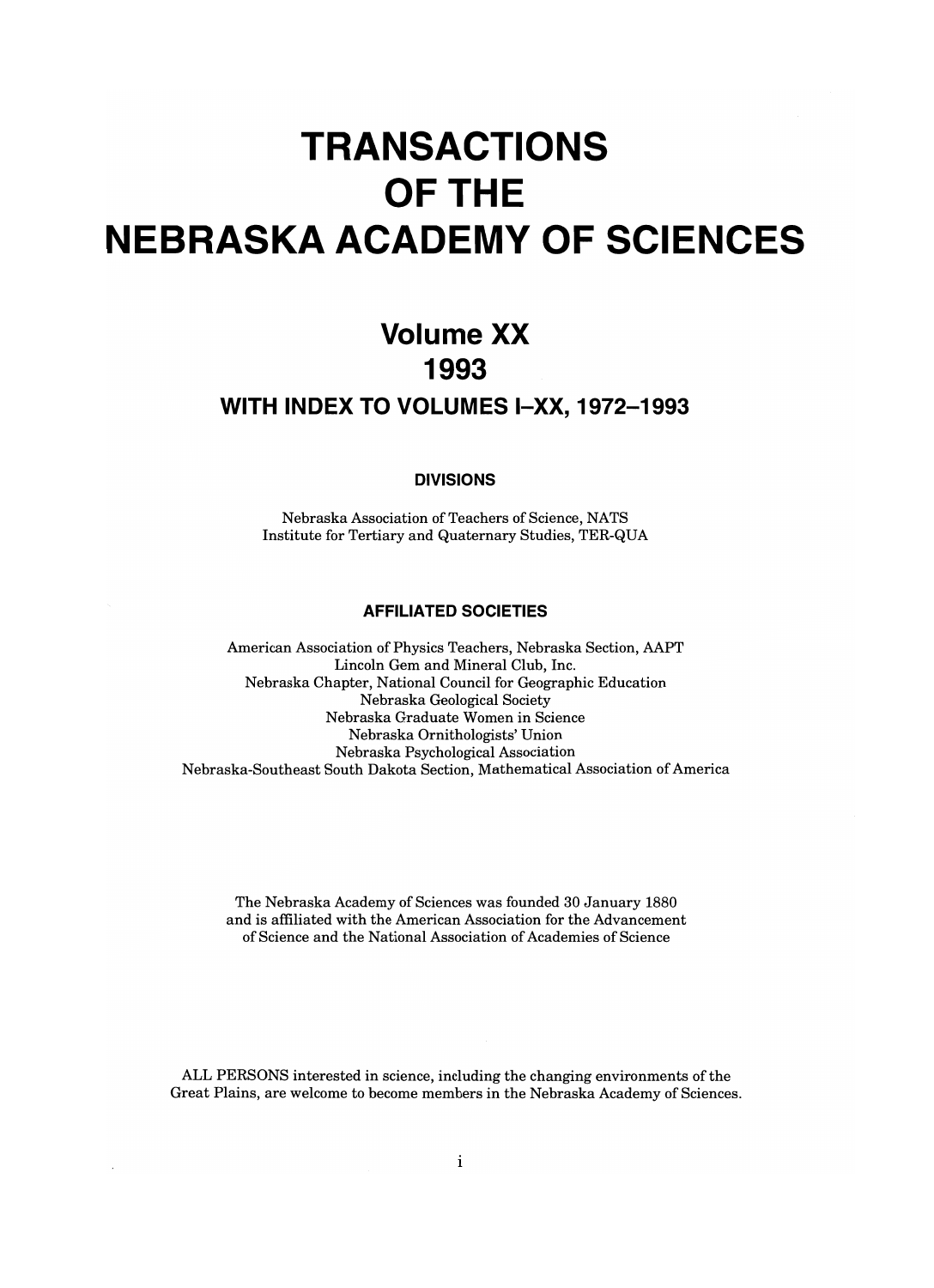# TRANSACTIONS OF THE NEBRASKA ACADEMY OF SCIENCES

## Volume XX 1993

### WITH INDEX TO VOLUMES I–XX, 1972–1993

#### DIVISIONS

Nebraska Association of Teachers of Science, NATS
Institute for Tertiary and Quaternary Studies, TER-QUA

#### AFFILIATED SOCIETIES

American Association of Physics Teachers, Nebraska Section, AAPT
Lincoln Gem and Mineral Club, Inc.
Nebraska Chapter, National Council for Geographic Education
Nebraska Geological Society
Nebraska Graduate Women in Science
Nebraska Ornithologists' Union
Nebraska Psychological Association
Nebraska-Southeast South Dakota Section, Mathematical Association of America

The Nebraska Academy of Sciences was founded 30 January 1880 and is affiliated with the American Association for the Advancement of Science and the National Association of Academies of Science

ALL PERSONS interested in science, including the changing environments of the Great Plains, are welcome to become members in the Nebraska Academy of Sciences.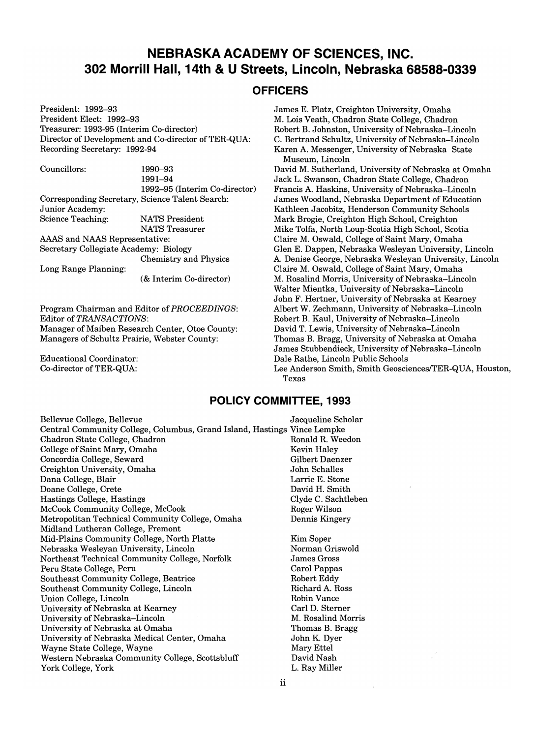# NEBRASKA ACADEMY OF SCIENCES, INC.
## 302 Morrill Hall, 14th & U Streets, Lincoln, Nebraska 68588-0339

### OFFICERS

| Office | | Name |
|---|---|---|
| President: 1992–93 | | James E. Platz, Creighton University, Omaha |
| President Elect: 1992–93 | | M. Lois Veath, Chadron State College, Chadron |
| Treasurer: 1993-95 (Interim Co-director) | | Robert B. Johnston, University of Nebraska–Lincoln |
| Director of Development and Co-director of TER-QUA: | | C. Bertrand Schultz, University of Nebraska–Lincoln |
| Recording Secretary: 1992-94 | | Karen A. Messenger, University of Nebraska State Museum, Lincoln |
| Councillors: | 1990–93 | David M. Sutherland, University of Nebraska at Omaha |
| | 1991–94 | Jack L. Swanson, Chadron State College, Chadron |
| | 1992–95 (Interim Co-director) | Francis A. Haskins, University of Nebraska–Lincoln |
| Corresponding Secretary, Science Talent Search: | | James Woodland, Nebraska Department of Education |
| Junior Academy: | | Kathleen Jacobitz, Henderson Community Schools |
| Science Teaching: | NATS President | Mark Brogie, Creighton High School, Creighton |
| | NATS Treasurer | Mike Tolfa, North Loup-Scotia High School, Scotia |
| AAAS and NAAS Representative: | | Claire M. Oswald, College of Saint Mary, Omaha |
| Secretary Collegiate Academy: | Biology | Glen E. Dappen, Nebraska Wesleyan University, Lincoln |
| | Chemistry and Physics | A. Denise George, Nebraska Wesleyan University, Lincoln |
| Long Range Planning: | | Claire M. Oswald, College of Saint Mary, Omaha |
| | (& Interim Co-director) | M. Rosalind Morris, University of Nebraska–Lincoln |
| | | Walter Mientka, University of Nebraska–Lincoln |
| | | John F. Hertner, University of Nebraska at Kearney |
| Program Chairman and Editor of *PROCEEDINGS*: | | Albert W. Zechmann, University of Nebraska–Lincoln |
| Editor of *TRANSACTIONS*: | | Robert B. Kaul, University of Nebraska–Lincoln |
| Manager of Maiben Research Center, Otoe County: | | David T. Lewis, University of Nebraska–Lincoln |
| Managers of Schultz Prairie, Webster County: | | Thomas B. Bragg, University of Nebraska at Omaha |
| | | James Stubbendieck, University of Nebraska–Lincoln |
| Educational Coordinator: | | Dale Rathe, Lincoln Public Schools |
| Co-director of TER-QUA: | | Lee Anderson Smith, Smith Geosciences/TER-QUA, Houston, Texas |

### POLICY COMMITTEE, 1993

| Institution | Representative |
|---|---|
| Bellevue College, Bellevue | Jacqueline Scholar |
| Central Community College, Columbus, Grand Island, Hastings | Vince Lempke |
| Chadron State College, Chadron | Ronald R. Weedon |
| College of Saint Mary, Omaha | Kevin Haley |
| Concordia College, Seward | Gilbert Daenzer |
| Creighton University, Omaha | John Schalles |
| Dana College, Blair | Larrie E. Stone |
| Doane College, Crete | David H. Smith |
| Hastings College, Hastings | Clyde C. Sachtleben |
| McCook Community College, McCook | Roger Wilson |
| Metropolitan Technical Community College, Omaha | Dennis Kingery |
| Midland Lutheran College, Fremont | |
| Mid-Plains Community College, North Platte | Kim Soper |
| Nebraska Wesleyan University, Lincoln | Norman Griswold |
| Northeast Technical Community College, Norfolk | James Gross |
| Peru State College, Peru | Carol Pappas |
| Southeast Community College, Beatrice | Robert Eddy |
| Southeast Community College, Lincoln | Richard A. Ross |
| Union College, Lincoln | Robin Vance |
| University of Nebraska at Kearney | Carl D. Sterner |
| University of Nebraska–Lincoln | M. Rosalind Morris |
| University of Nebraska at Omaha | Thomas B. Bragg |
| University of Nebraska Medical Center, Omaha | John K. Dyer |
| Wayne State College, Wayne | Mary Ettel |
| Western Nebraska Community College, Scottsbluff | David Nash |
| York College, York | L. Ray Miller |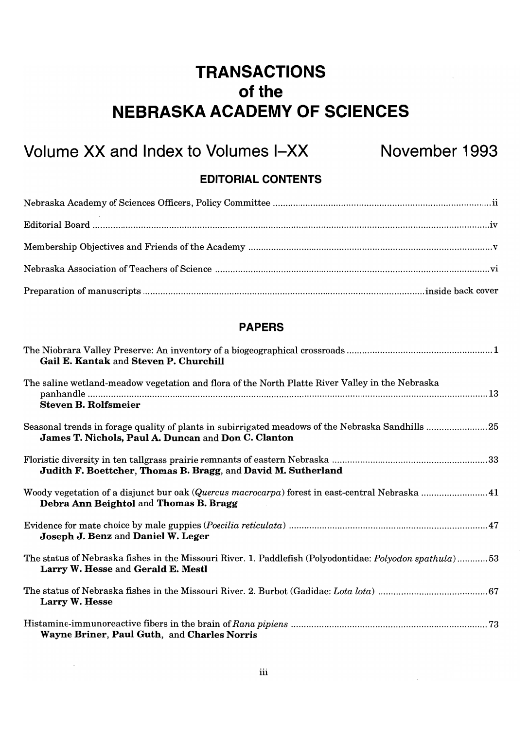# TRANSACTIONS
# of the
# NEBRASKA ACADEMY OF SCIENCES

## Volume XX and Index to Volumes I–XX — November 1993

### EDITORIAL CONTENTS

Nebraska Academy of Sciences Officers, Policy Committee .......... ii

Editorial Board .......... iv

Membership Objectives and Friends of the Academy .......... v

Nebraska Association of Teachers of Science .......... vi

Preparation of manuscripts .......... inside back cover

### PAPERS

The Niobrara Valley Preserve: An inventory of a biogeographical crossroads .......... 1
**Gail E. Kantak** and **Steven P. Churchill**

The saline wetland-meadow vegetation and flora of the North Platte River Valley in the Nebraska panhandle .......... 13
**Steven B. Rolfsmeier**

Seasonal trends in forage quality of plants in subirrigated meadows of the Nebraska Sandhills .......... 25
**James T. Nichols, Paul A. Duncan** and **Don C. Clanton**

Floristic diversity in ten tallgrass prairie remnants of eastern Nebraska .......... 33
**Judith F. Boettcher, Thomas B. Bragg,** and **David M. Sutherland**

Woody vegetation of a disjunct bur oak (*Quercus macrocarpa*) forest in east-central Nebraska .......... 41
**Debra Ann Beightol** and **Thomas B. Bragg**

Evidence for mate choice by male guppies (*Poecilia reticulata*) .......... 47
**Joseph J. Benz** and **Daniel W. Leger**

The status of Nebraska fishes in the Missouri River. 1. Paddlefish (Polyodontidae: *Polyodon spathula*) .......... 53
**Larry W. Hesse** and **Gerald E. Mestl**

The status of Nebraska fishes in the Missouri River. 2. Burbot (Gadidae: *Lota lota*) .......... 67
**Larry W. Hesse**

Histamine-immunoreactive fibers in the brain of *Rana pipiens* .......... 73
**Wayne Briner, Paul Guth,** and **Charles Norris**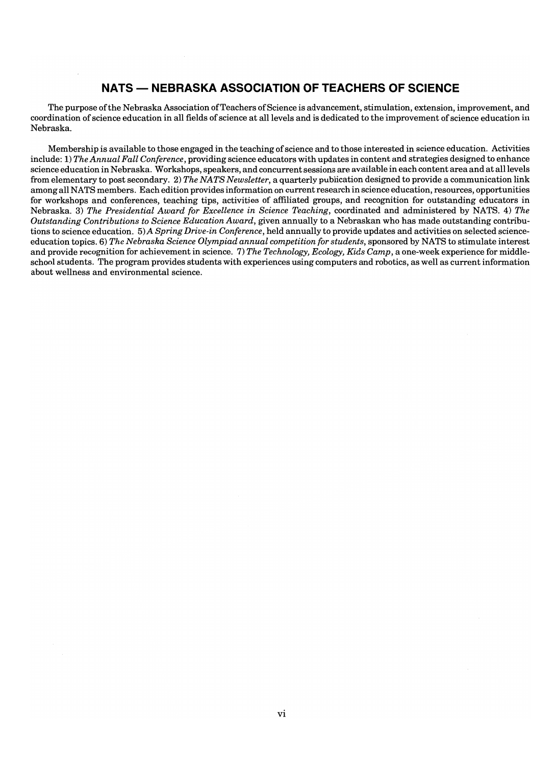## NATS — NEBRASKA ASSOCIATION OF TEACHERS OF SCIENCE

The purpose of the Nebraska Association of Teachers of Science is advancement, stimulation, extension, improvement, and coordination of science education in all fields of science at all levels and is dedicated to the improvement of science education in Nebraska.

Membership is available to those engaged in the teaching of science and to those interested in science education. Activities include: 1) *The Annual Fall Conference*, providing science educators with updates in content and strategies designed to enhance science education in Nebraska. Workshops, speakers, and concurrent sessions are available in each content area and at all levels from elementary to post secondary. 2) *The NATS Newsletter*, a quarterly publication designed to provide a communication link among all NATS members. Each edition provides information on current research in science education, resources, opportunities for workshops and conferences, teaching tips, activities of affiliated groups, and recognition for outstanding educators in Nebraska. 3) *The Presidential Award for Excellence in Science Teaching*, coordinated and administered by NATS. 4) *The Outstanding Contributions to Science Education Award*, given annually to a Nebraskan who has made outstanding contributions to science education. 5) *A Spring Drive-in Conference*, held annually to provide updates and activities on selected science-education topics. 6) *The Nebraska Science Olympiad annual competition for students*, sponsored by NATS to stimulate interest and provide recognition for achievement in science. 7) *The Technology, Ecology, Kids Camp*, a one-week experience for middle-school students. The program provides students with experiences using computers and robotics, as well as current information about wellness and environmental science.